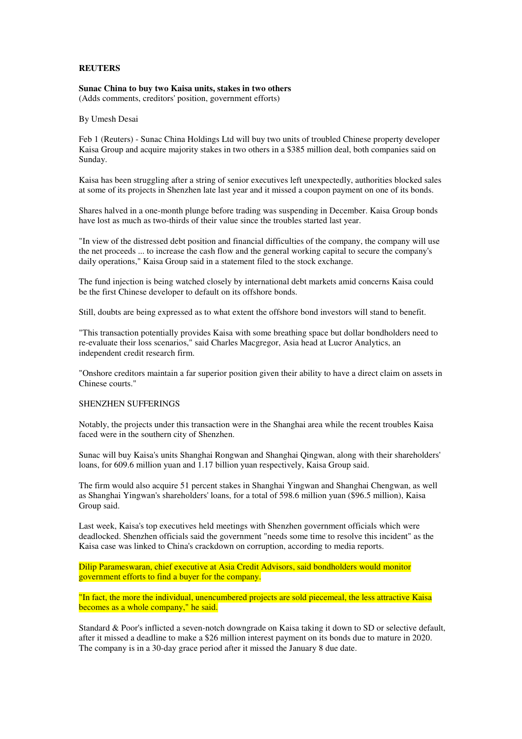**REUTERS**

**Sunac China to buy two Kaisa units, stakes in two others**
(Adds comments, creditors' position, government efforts)

By Umesh Desai

Feb 1 (Reuters) - Sunac China Holdings Ltd will buy two units of troubled Chinese property developer Kaisa Group and acquire majority stakes in two others in a $385 million deal, both companies said on Sunday.

Kaisa has been struggling after a string of senior executives left unexpectedly, authorities blocked sales at some of its projects in Shenzhen late last year and it missed a coupon payment on one of its bonds.

Shares halved in a one-month plunge before trading was suspending in December. Kaisa Group bonds have lost as much as two-thirds of their value since the troubles started last year.

"In view of the distressed debt position and financial difficulties of the company, the company will use the net proceeds ... to increase the cash flow and the general working capital to secure the company's daily operations," Kaisa Group said in a statement filed to the stock exchange.

The fund injection is being watched closely by international debt markets amid concerns Kaisa could be the first Chinese developer to default on its offshore bonds.

Still, doubts are being expressed as to what extent the offshore bond investors will stand to benefit.

"This transaction potentially provides Kaisa with some breathing space but dollar bondholders need to re-evaluate their loss scenarios," said Charles Macgregor, Asia head at Lucror Analytics, an independent credit research firm.

"Onshore creditors maintain a far superior position given their ability to have a direct claim on assets in Chinese courts."

SHENZHEN SUFFERINGS

Notably, the projects under this transaction were in the Shanghai area while the recent troubles Kaisa faced were in the southern city of Shenzhen.

Sunac will buy Kaisa's units Shanghai Rongwan and Shanghai Qingwan, along with their shareholders' loans, for 609.6 million yuan and 1.17 billion yuan respectively, Kaisa Group said.

The firm would also acquire 51 percent stakes in Shanghai Yingwan and Shanghai Chengwan, as well as Shanghai Yingwan's shareholders' loans, for a total of 598.6 million yuan ($96.5 million), Kaisa Group said.

Last week, Kaisa's top executives held meetings with Shenzhen government officials which were deadlocked. Shenzhen officials said the government "needs some time to resolve this incident" as the Kaisa case was linked to China's crackdown on corruption, according to media reports.

Dilip Parameswaran, chief executive at Asia Credit Advisors, said bondholders would monitor government efforts to find a buyer for the company.

"In fact, the more the individual, unencumbered projects are sold piecemeal, the less attractive Kaisa becomes as a whole company," he said.

Standard & Poor's inflicted a seven-notch downgrade on Kaisa taking it down to SD or selective default, after it missed a deadline to make a $26 million interest payment on its bonds due to mature in 2020. The company is in a 30-day grace period after it missed the January 8 due date.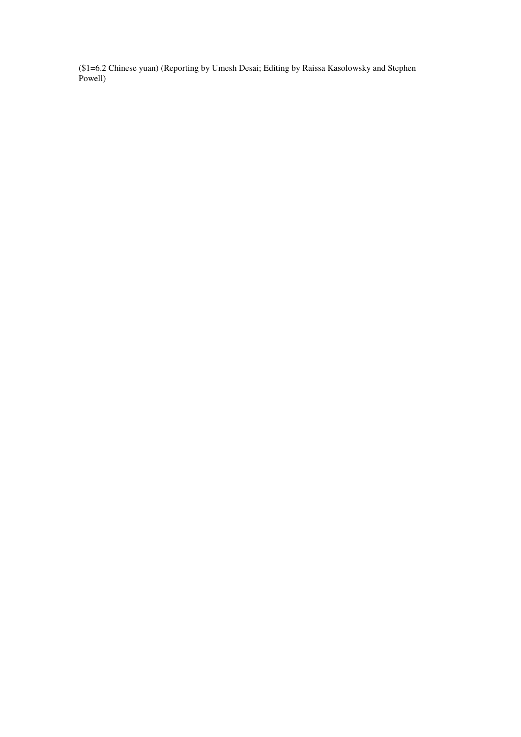($1=6.2 Chinese yuan) (Reporting by Umesh Desai; Editing by Raissa Kasolowsky and Stephen Powell)